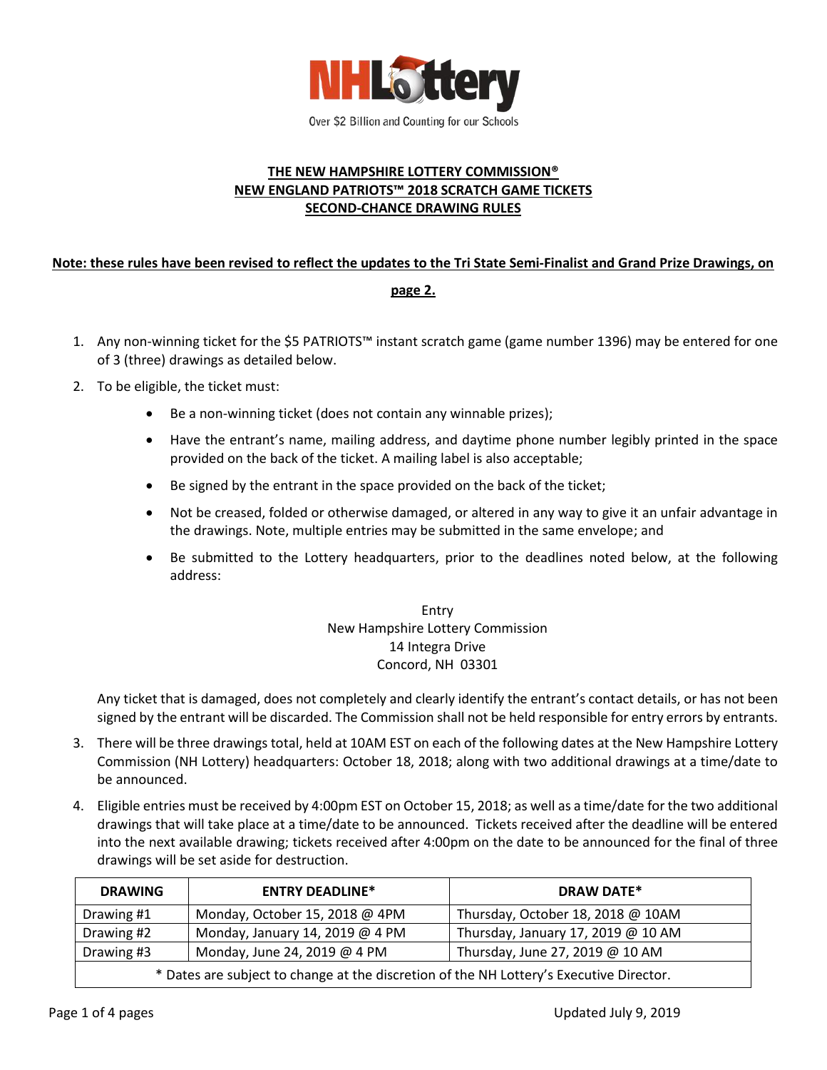NHLottery

Over $2 Billion and Counting for our Schools

# THE NEW HAMPSHIRE LOTTERY COMMISSION®
# NEW ENGLAND PATRIOTS™ 2018 SCRATCH GAME TICKETS
# SECOND-CHANCE DRAWING RULES

**Note: these rules have been revised to reflect the updates to the Tri State Semi-Finalist and Grand Prize Drawings, on page 2.**

1. Any non-winning ticket for the $5 PATRIOTS™ instant scratch game (game number 1396) may be entered for one of 3 (three) drawings as detailed below.
2. To be eligible, the ticket must:
   - Be a non-winning ticket (does not contain any winnable prizes);
   - Have the entrant's name, mailing address, and daytime phone number legibly printed in the space provided on the back of the ticket. A mailing label is also acceptable;
   - Be signed by the entrant in the space provided on the back of the ticket;
   - Not be creased, folded or otherwise damaged, or altered in any way to give it an unfair advantage in the drawings. Note, multiple entries may be submitted in the same envelope; and
   - Be submitted to the Lottery headquarters, prior to the deadlines noted below, at the following address:

     Entry
     New Hampshire Lottery Commission
     14 Integra Drive
     Concord, NH 03301

   Any ticket that is damaged, does not completely and clearly identify the entrant's contact details, or has not been signed by the entrant will be discarded. The Commission shall not be held responsible for entry errors by entrants.
3. There will be three drawings total, held at 10AM EST on each of the following dates at the New Hampshire Lottery Commission (NH Lottery) headquarters: October 18, 2018; along with two additional drawings at a time/date to be announced.
4. Eligible entries must be received by 4:00pm EST on October 15, 2018; as well as a time/date for the two additional drawings that will take place at a time/date to be announced. Tickets received after the deadline will be entered into the next available drawing; tickets received after 4:00pm on the date to be announced for the final of three drawings will be set aside for destruction.

| DRAWING | ENTRY DEADLINE* | DRAW DATE* |
|---|---|---|
| Drawing #1 | Monday, October 15, 2018 @ 4PM | Thursday, October 18, 2018 @ 10AM |
| Drawing #2 | Monday, January 14, 2019 @ 4 PM | Thursday, January 17, 2019 @ 10 AM |
| Drawing #3 | Monday, June 24, 2019 @ 4 PM | Thursday, June 27, 2019 @ 10 AM |
| * Dates are subject to change at the discretion of the NH Lottery's Executive Director. | | |

Updated July 9, 2019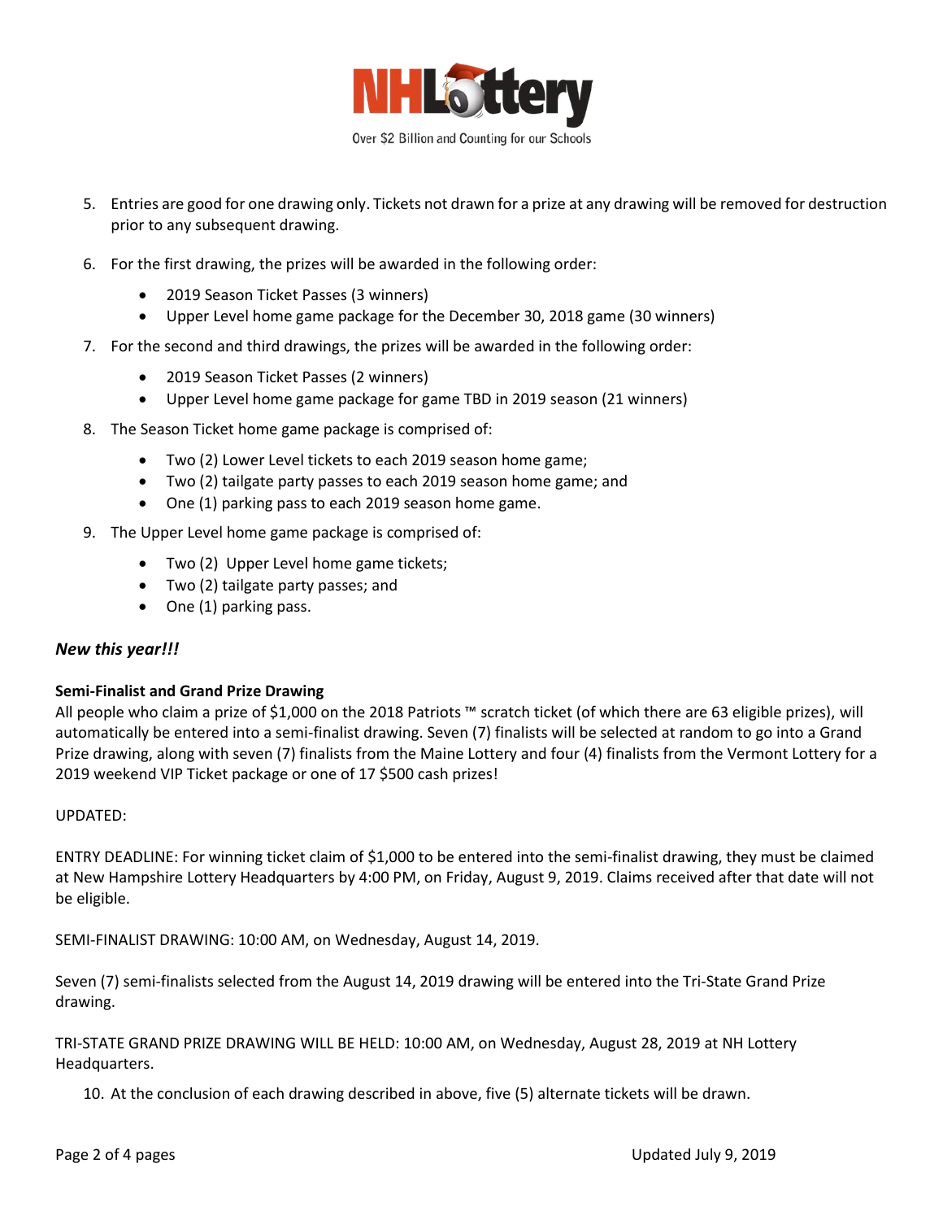5. Entries are good for one drawing only. Tickets not drawn for a prize at any drawing will be removed for destruction prior to any subsequent drawing.

6. For the first drawing, the prizes will be awarded in the following order:
   - 2019 Season Ticket Passes (3 winners)
   - Upper Level home game package for the December 30, 2018 game (30 winners)

7. For the second and third drawings, the prizes will be awarded in the following order:
   - 2019 Season Ticket Passes (2 winners)
   - Upper Level home game package for game TBD in 2019 season (21 winners)

8. The Season Ticket home game package is comprised of:
   - Two (2) Lower Level tickets to each 2019 season home game;
   - Two (2) tailgate party passes to each 2019 season home game; and
   - One (1) parking pass to each 2019 season home game.

9. The Upper Level home game package is comprised of:
   - Two (2) Upper Level home game tickets;
   - Two (2) tailgate party passes; and
   - One (1) parking pass.

***New this year!!!***

**Semi-Finalist and Grand Prize Drawing**

All people who claim a prize of $1,000 on the 2018 Patriots ™ scratch ticket (of which there are 63 eligible prizes), will automatically be entered into a semi-finalist drawing. Seven (7) finalists will be selected at random to go into a Grand Prize drawing, along with seven (7) finalists from the Maine Lottery and four (4) finalists from the Vermont Lottery for a 2019 weekend VIP Ticket package or one of 17 $500 cash prizes!

UPDATED:

ENTRY DEADLINE: For winning ticket claim of $1,000 to be entered into the semi-finalist drawing, they must be claimed at New Hampshire Lottery Headquarters by 4:00 PM, on Friday, August 9, 2019. Claims received after that date will not be eligible.

SEMI-FINALIST DRAWING: 10:00 AM, on Wednesday, August 14, 2019.

Seven (7) semi-finalists selected from the August 14, 2019 drawing will be entered into the Tri-State Grand Prize drawing.

TRI-STATE GRAND PRIZE DRAWING WILL BE HELD: 10:00 AM, on Wednesday, August 28, 2019 at NH Lottery Headquarters.

10. At the conclusion of each drawing described in above, five (5) alternate tickets will be drawn.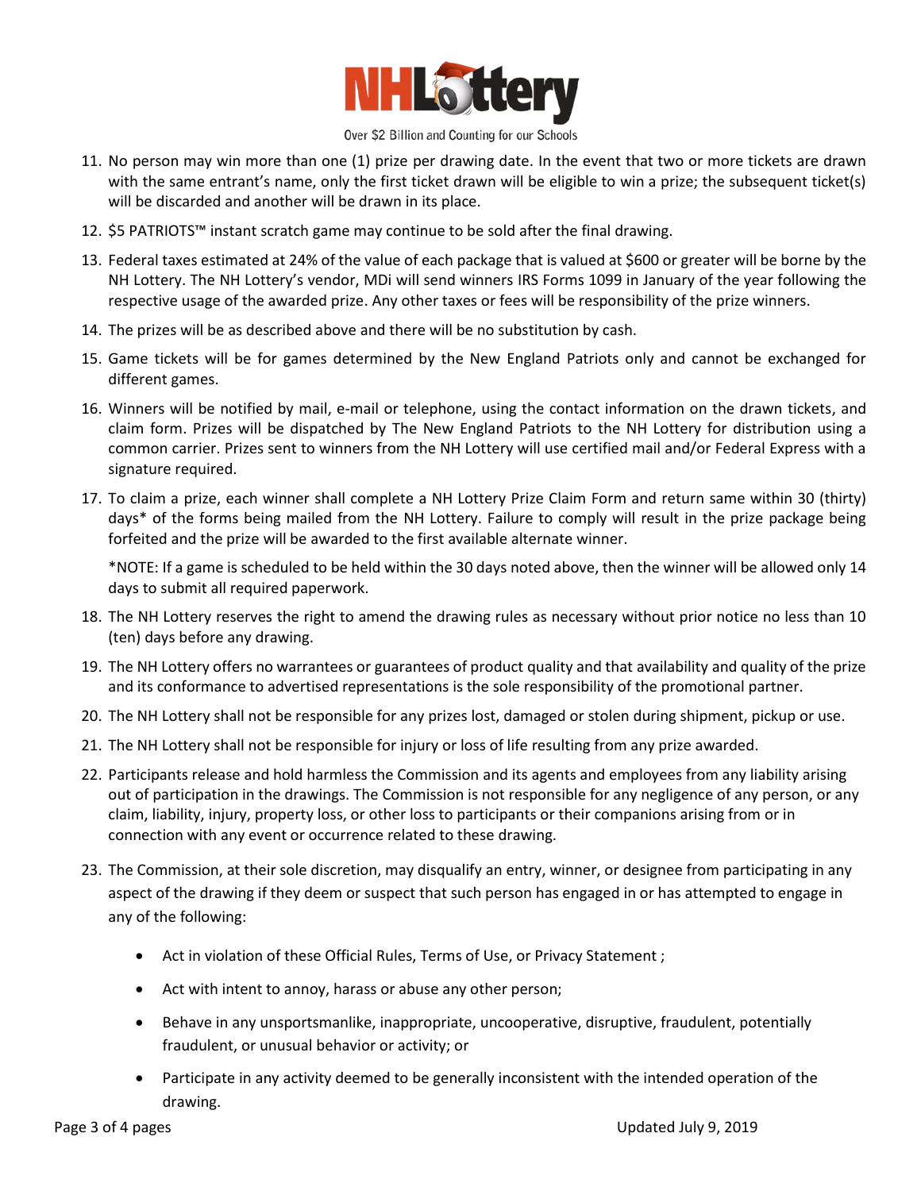11. No person may win more than one (1) prize per drawing date. In the event that two or more tickets are drawn with the same entrant's name, only the first ticket drawn will be eligible to win a prize; the subsequent ticket(s) will be discarded and another will be drawn in its place.
12. $5 PATRIOTS™ instant scratch game may continue to be sold after the final drawing.
13. Federal taxes estimated at 24% of the value of each package that is valued at $600 or greater will be borne by the NH Lottery. The NH Lottery's vendor, MDi will send winners IRS Forms 1099 in January of the year following the respective usage of the awarded prize. Any other taxes or fees will be responsibility of the prize winners.
14. The prizes will be as described above and there will be no substitution by cash.
15. Game tickets will be for games determined by the New England Patriots only and cannot be exchanged for different games.
16. Winners will be notified by mail, e-mail or telephone, using the contact information on the drawn tickets, and claim form. Prizes will be dispatched by The New England Patriots to the NH Lottery for distribution using a common carrier. Prizes sent to winners from the NH Lottery will use certified mail and/or Federal Express with a signature required.
17. To claim a prize, each winner shall complete a NH Lottery Prize Claim Form and return same within 30 (thirty) days* of the forms being mailed from the NH Lottery. Failure to comply will result in the prize package being forfeited and the prize will be awarded to the first available alternate winner.

    *NOTE: If a game is scheduled to be held within the 30 days noted above, then the winner will be allowed only 14 days to submit all required paperwork.
18. The NH Lottery reserves the right to amend the drawing rules as necessary without prior notice no less than 10 (ten) days before any drawing.
19. The NH Lottery offers no warrantees or guarantees of product quality and that availability and quality of the prize and its conformance to advertised representations is the sole responsibility of the promotional partner.
20. The NH Lottery shall not be responsible for any prizes lost, damaged or stolen during shipment, pickup or use.
21. The NH Lottery shall not be responsible for injury or loss of life resulting from any prize awarded.
22. Participants release and hold harmless the Commission and its agents and employees from any liability arising out of participation in the drawings. The Commission is not responsible for any negligence of any person, or any claim, liability, injury, property loss, or other loss to participants or their companions arising from or in connection with any event or occurrence related to these drawing.
23. The Commission, at their sole discretion, may disqualify an entry, winner, or designee from participating in any aspect of the drawing if they deem or suspect that such person has engaged in or has attempted to engage in any of the following:

    - Act in violation of these Official Rules, Terms of Use, or Privacy Statement ;
    - Act with intent to annoy, harass or abuse any other person;
    - Behave in any unsportsmanlike, inappropriate, uncooperative, disruptive, fraudulent, potentially fraudulent, or unusual behavior or activity; or
    - Participate in any activity deemed to be generally inconsistent with the intended operation of the drawing.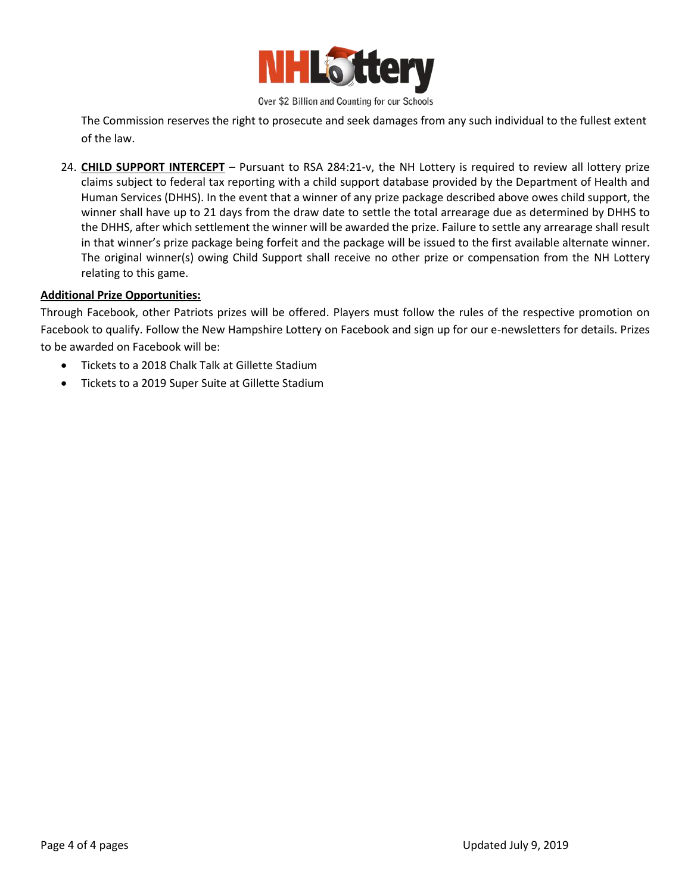The Commission reserves the right to prosecute and seek damages from any such individual to the fullest extent of the law.

24. **CHILD SUPPORT INTERCEPT** – Pursuant to RSA 284:21-v, the NH Lottery is required to review all lottery prize claims subject to federal tax reporting with a child support database provided by the Department of Health and Human Services (DHHS). In the event that a winner of any prize package described above owes child support, the winner shall have up to 21 days from the draw date to settle the total arrearage due as determined by DHHS to the DHHS, after which settlement the winner will be awarded the prize. Failure to settle any arrearage shall result in that winner's prize package being forfeit and the package will be issued to the first available alternate winner. The original winner(s) owing Child Support shall receive no other prize or compensation from the NH Lottery relating to this game.

**Additional Prize Opportunities:**

Through Facebook, other Patriots prizes will be offered. Players must follow the rules of the respective promotion on Facebook to qualify. Follow the New Hampshire Lottery on Facebook and sign up for our e-newsletters for details. Prizes to be awarded on Facebook will be:

- Tickets to a 2018 Chalk Talk at Gillette Stadium
- Tickets to a 2019 Super Suite at Gillette Stadium

Updated July 9, 2019